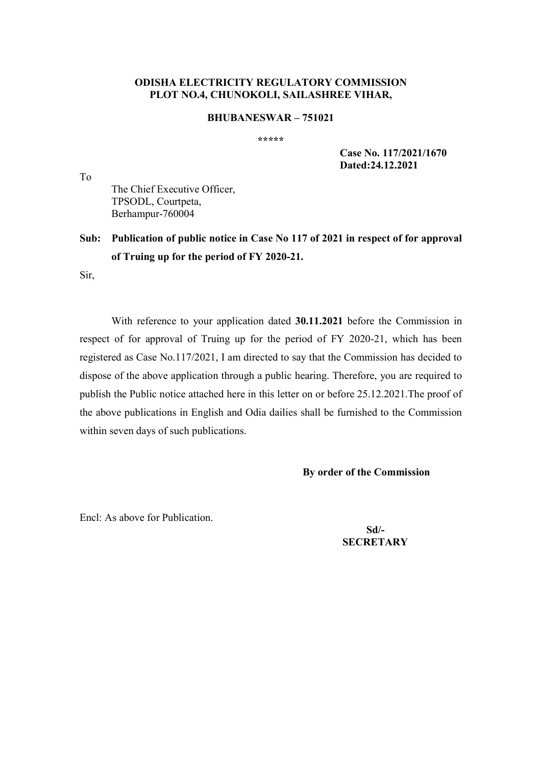**ODISHA ELECTRICITY REGULATORY COMMISSION**
**PLOT NO.4, CHUNOKOLI, SAILASHREE VIHAR,**

**BHUBANESWAR – 751021**

*****

**Case No. 117/2021/1670**
**Dated:24.12.2021**

To

The Chief Executive Officer,
TPSODL, Courtpeta,
Berhampur-760004

**Sub: Publication of public notice in Case No 117 of 2021 in respect of for approval of Truing up for the period of FY 2020-21.**

Sir,

With reference to your application dated **30.11.2021** before the Commission in respect of for approval of Truing up for the period of FY 2020-21, which has been registered as Case No.117/2021, I am directed to say that the Commission has decided to dispose of the above application through a public hearing. Therefore, you are required to publish the Public notice attached here in this letter on or before 25.12.2021.The proof of the above publications in English and Odia dailies shall be furnished to the Commission within seven days of such publications.

**By order of the Commission**

Encl: As above for Publication.

**Sd/-**
**SECRETARY**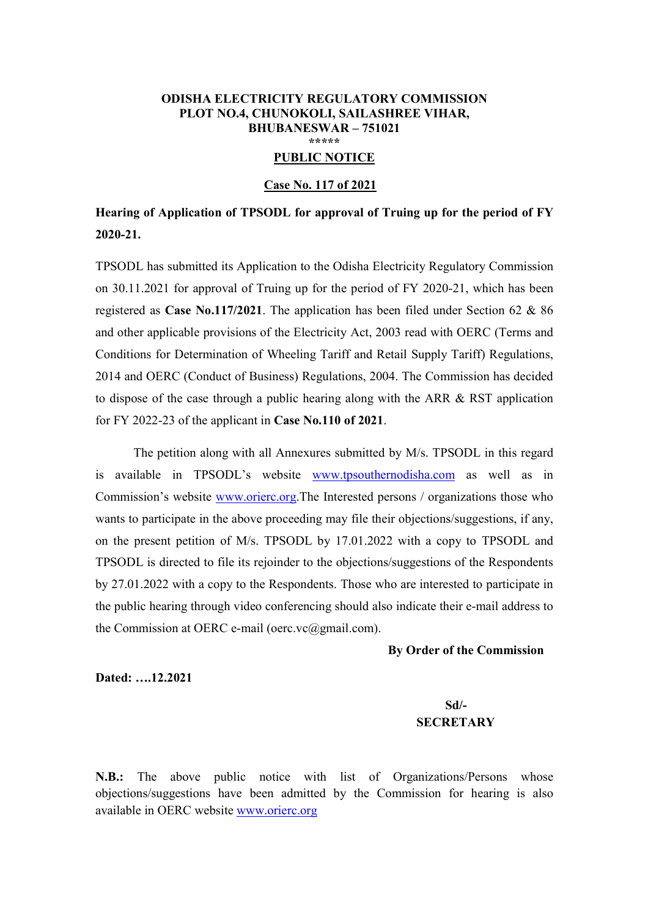**ODISHA ELECTRICITY REGULATORY COMMISSION**
**PLOT NO.4, CHUNOKOLI, SAILASHREE VIHAR,**
**BHUBANESWAR – 751021**
*****

**PUBLIC NOTICE**

**Case No. 117 of 2021**

**Hearing of Application of TPSODL for approval of Truing up for the period of FY 2020-21.**

TPSODL has submitted its Application to the Odisha Electricity Regulatory Commission on 30.11.2021 for approval of Truing up for the period of FY 2020-21, which has been registered as **Case No.117/2021**. The application has been filed under Section 62 & 86 and other applicable provisions of the Electricity Act, 2003 read with OERC (Terms and Conditions for Determination of Wheeling Tariff and Retail Supply Tariff) Regulations, 2014 and OERC (Conduct of Business) Regulations, 2004. The Commission has decided to dispose of the case through a public hearing along with the ARR & RST application for FY 2022-23 of the applicant in **Case No.110 of 2021**.

The petition along with all Annexures submitted by M/s. TPSODL in this regard is available in TPSODL's website www.tpsouthernodisha.com as well as in Commission's website www.orierc.org.The Interested persons / organizations those who wants to participate in the above proceeding may file their objections/suggestions, if any, on the present petition of M/s. TPSODL by 17.01.2022 with a copy to TPSODL and TPSODL is directed to file its rejoinder to the objections/suggestions of the Respondents by 27.01.2022 with a copy to the Respondents. Those who are interested to participate in the public hearing through video conferencing should also indicate their e-mail address to the Commission at OERC e-mail (oerc.vc@gmail.com).

**By Order of the Commission**

**Dated: ….12.2021**

**Sd/-**
**SECRETARY**

**N.B.:** The above public notice with list of Organizations/Persons whose objections/suggestions have been admitted by the Commission for hearing is also available in OERC website www.orierc.org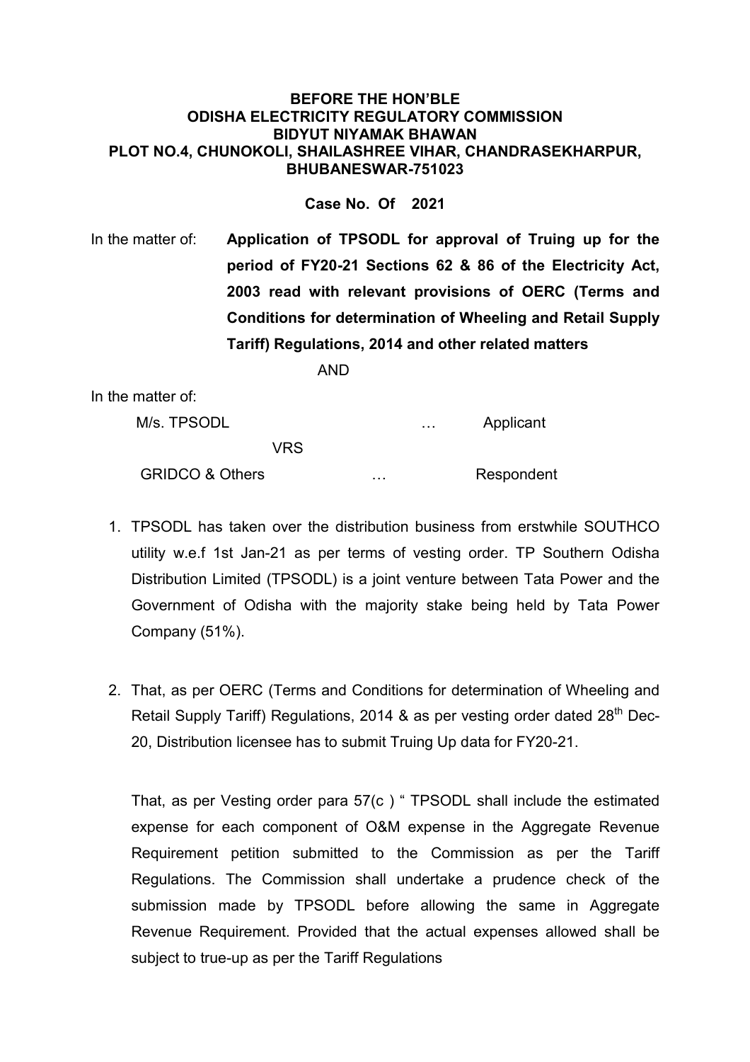**BEFORE THE HON'BLE**
**ODISHA ELECTRICITY REGULATORY COMMISSION**
**BIDYUT NIYAMAK BHAWAN**
**PLOT NO.4, CHUNOKOLI, SHAILASHREE VIHAR, CHANDRASEKHARPUR, BHUBANESWAR-751023**

**Case No. Of 2021**

In the matter of: **Application of TPSODL for approval of Truing up for the period of FY20-21 Sections 62 & 86 of the Electricity Act, 2003 read with relevant provisions of OERC (Terms and Conditions for determination of Wheeling and Retail Supply Tariff) Regulations, 2014 and other related matters**

AND

In the matter of:

M/s. TPSODL … Applicant

VRS

GRIDCO & Others … Respondent

1. TPSODL has taken over the distribution business from erstwhile SOUTHCO utility w.e.f 1st Jan-21 as per terms of vesting order. TP Southern Odisha Distribution Limited (TPSODL) is a joint venture between Tata Power and the Government of Odisha with the majority stake being held by Tata Power Company (51%).

2. That, as per OERC (Terms and Conditions for determination of Wheeling and Retail Supply Tariff) Regulations, 2014 & as per vesting order dated 28th Dec-20, Distribution licensee has to submit Truing Up data for FY20-21.

   That, as per Vesting order para 57(c ) " TPSODL shall include the estimated expense for each component of O&M expense in the Aggregate Revenue Requirement petition submitted to the Commission as per the Tariff Regulations. The Commission shall undertake a prudence check of the submission made by TPSODL before allowing the same in Aggregate Revenue Requirement. Provided that the actual expenses allowed shall be subject to true-up as per the Tariff Regulations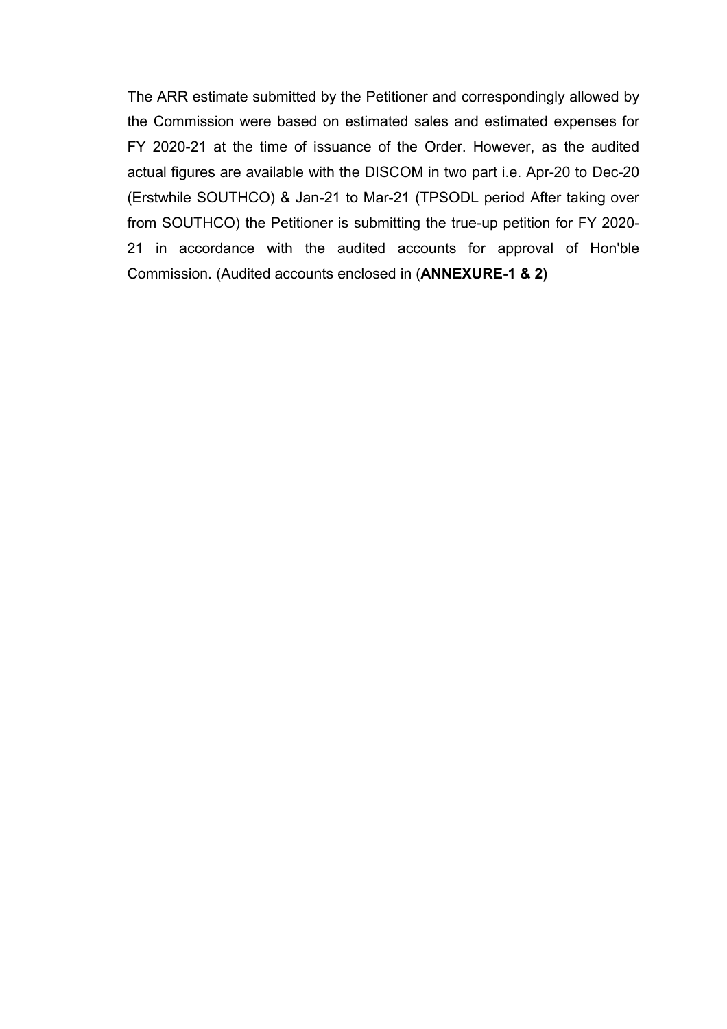The ARR estimate submitted by the Petitioner and correspondingly allowed by the Commission were based on estimated sales and estimated expenses for FY 2020-21 at the time of issuance of the Order. However, as the audited actual figures are available with the DISCOM in two part i.e. Apr-20 to Dec-20 (Erstwhile SOUTHCO) & Jan-21 to Mar-21 (TPSODL period After taking over from SOUTHCO) the Petitioner is submitting the true-up petition for FY 2020-21 in accordance with the audited accounts for approval of Hon'ble Commission. (Audited accounts enclosed in (**ANNEXURE-1 & 2)**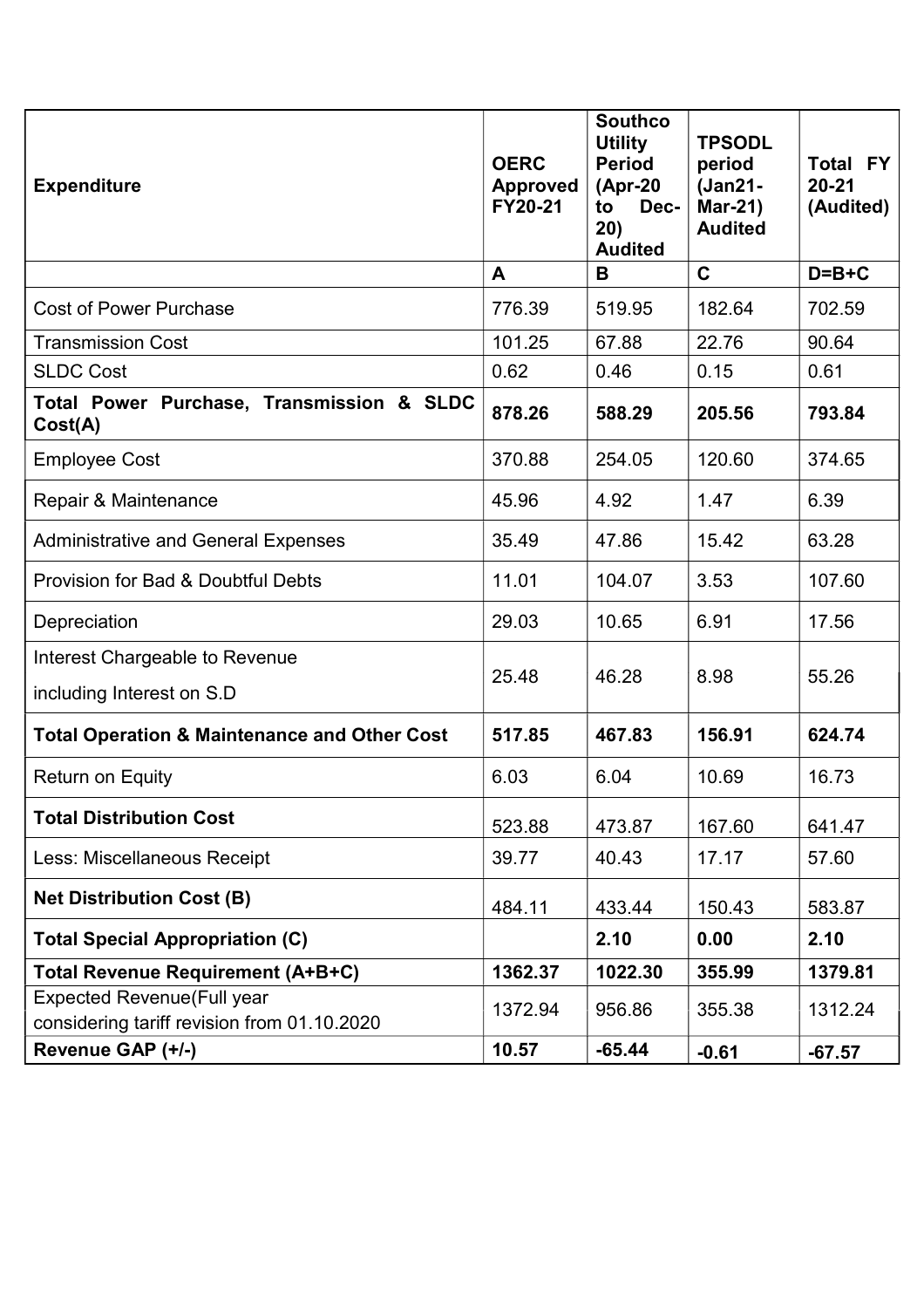| Expenditure | OERC Approved FY20-21 | Southco Utility Period (Apr-20 to Dec-20) Audited | TPSODL period (Jan21-Mar-21) Audited | Total FY 20-21 (Audited) |
|---|---|---|---|---|
| | A | B | C | D=B+C |
| Cost of Power Purchase | 776.39 | 519.95 | 182.64 | 702.59 |
| Transmission Cost | 101.25 | 67.88 | 22.76 | 90.64 |
| SLDC Cost | 0.62 | 0.46 | 0.15 | 0.61 |
| **Total Power Purchase, Transmission & SLDC Cost(A)** | **878.26** | **588.29** | **205.56** | **793.84** |
| Employee Cost | 370.88 | 254.05 | 120.60 | 374.65 |
| Repair & Maintenance | 45.96 | 4.92 | 1.47 | 6.39 |
| Administrative and General Expenses | 35.49 | 47.86 | 15.42 | 63.28 |
| Provision for Bad & Doubtful Debts | 11.01 | 104.07 | 3.53 | 107.60 |
| Depreciation | 29.03 | 10.65 | 6.91 | 17.56 |
| Interest Chargeable to Revenue including Interest on S.D | 25.48 | 46.28 | 8.98 | 55.26 |
| **Total Operation & Maintenance and Other Cost** | **517.85** | **467.83** | **156.91** | **624.74** |
| Return on Equity | 6.03 | 6.04 | 10.69 | 16.73 |
| **Total Distribution Cost** | 523.88 | 473.87 | 167.60 | 641.47 |
| Less: Miscellaneous Receipt | 39.77 | 40.43 | 17.17 | 57.60 |
| **Net Distribution Cost (B)** | 484.11 | 433.44 | 150.43 | 583.87 |
| **Total Special Appropriation (C)** | | **2.10** | **0.00** | **2.10** |
| **Total Revenue Requirement (A+B+C)** | **1362.37** | **1022.30** | **355.99** | **1379.81** |
| Expected Revenue(Full year considering tariff revision from 01.10.2020 | 1372.94 | 956.86 | 355.38 | 1312.24 |
| **Revenue GAP (+/-)** | **10.57** | **-65.44** | **-0.61** | **-67.57** |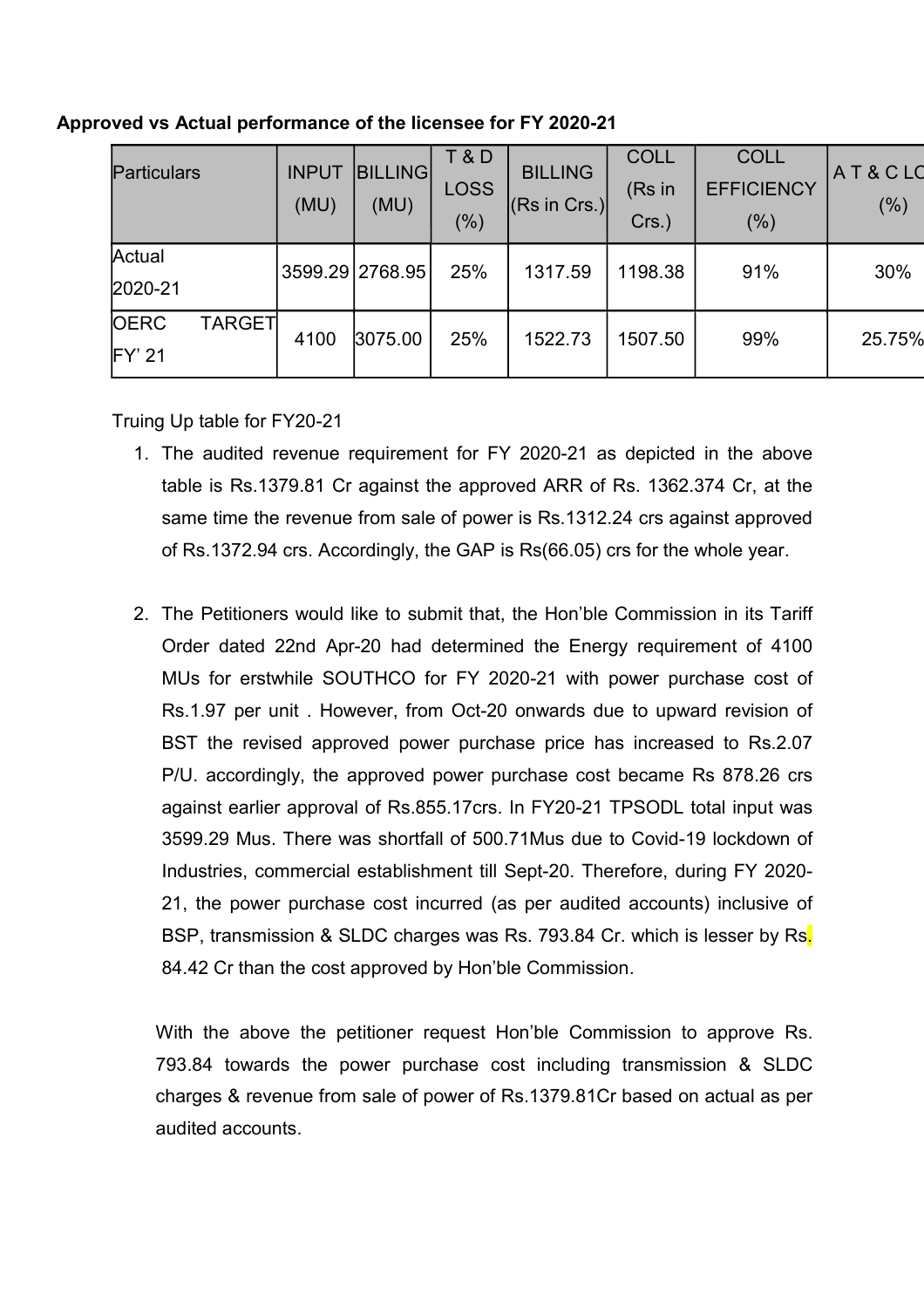**Approved vs Actual performance of the licensee for FY 2020-21**

| Particulars | INPUT (MU) | BILLING (MU) | T & D LOSS (%) | BILLING (Rs in Crs.) | COLL (Rs in Crs.) | COLL EFFICIENCY (%) | A T & C LO (%) |
|---|---|---|---|---|---|---|---|
| Actual 2020-21 | 3599.29 | 2768.95 | 25% | 1317.59 | 1198.38 | 91% | 30% |
| OERC TARGET FY' 21 | 4100 | 3075.00 | 25% | 1522.73 | 1507.50 | 99% | 25.75% |

Truing Up table for FY20-21

1. The audited revenue requirement for FY 2020-21 as depicted in the above table is Rs.1379.81 Cr against the approved ARR of Rs. 1362.374 Cr, at the same time the revenue from sale of power is Rs.1312.24 crs against approved of Rs.1372.94 crs. Accordingly, the GAP is Rs(66.05) crs for the whole year.

2. The Petitioners would like to submit that, the Hon'ble Commission in its Tariff Order dated 22nd Apr-20 had determined the Energy requirement of 4100 MUs for erstwhile SOUTHCO for FY 2020-21 with power purchase cost of Rs.1.97 per unit . However, from Oct-20 onwards due to upward revision of BST the revised approved power purchase price has increased to Rs.2.07 P/U. accordingly, the approved power purchase cost became Rs 878.26 crs against earlier approval of Rs.855.17crs. In FY20-21 TPSODL total input was 3599.29 Mus. There was shortfall of 500.71Mus due to Covid-19 lockdown of Industries, commercial establishment till Sept-20. Therefore, during FY 2020-21, the power purchase cost incurred (as per audited accounts) inclusive of BSP, transmission & SLDC charges was Rs. 793.84 Cr. which is lesser by Rs. 84.42 Cr than the cost approved by Hon'ble Commission.

With the above the petitioner request Hon'ble Commission to approve Rs. 793.84 towards the power purchase cost including transmission & SLDC charges & revenue from sale of power of Rs.1379.81Cr based on actual as per audited accounts.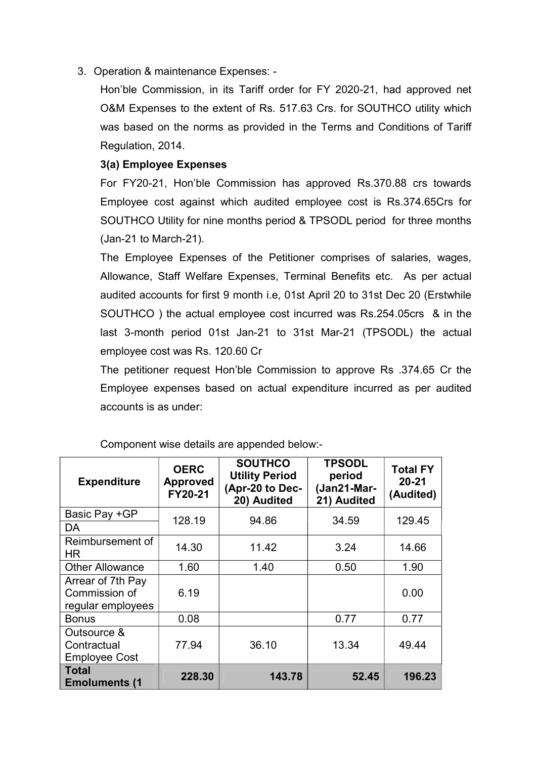3. Operation & maintenance Expenses: -

Hon'ble Commission, in its Tariff order for FY 2020-21, had approved net O&M Expenses to the extent of Rs. 517.63 Crs. for SOUTHCO utility which was based on the norms as provided in the Terms and Conditions of Tariff Regulation, 2014.

**3(a) Employee Expenses**

For FY20-21, Hon'ble Commission has approved Rs.370.88 crs towards Employee cost against which audited employee cost is Rs.374.65Crs for SOUTHCO Utility for nine months period & TPSODL period for three months (Jan-21 to March-21).

The Employee Expenses of the Petitioner comprises of salaries, wages, Allowance, Staff Welfare Expenses, Terminal Benefits etc. As per actual audited accounts for first 9 month i.e, 01st April 20 to 31st Dec 20 (Erstwhile SOUTHCO ) the actual employee cost incurred was Rs.254.05crs & in the last 3-month period 01st Jan-21 to 31st Mar-21 (TPSODL) the actual employee cost was Rs. 120.60 Cr

The petitioner request Hon'ble Commission to approve Rs .374.65 Cr the Employee expenses based on actual expenditure incurred as per audited accounts is as under:

Component wise details are appended below:-

| Expenditure | OERC Approved FY20-21 | SOUTHCO Utility Period (Apr-20 to Dec-20) Audited | TPSODL period (Jan21-Mar-21) Audited | Total FY 20-21 (Audited) |
|---|---|---|---|---|
| Basic Pay +GP<br>DA | 128.19 | 94.86 | 34.59 | 129.45 |
| Reimbursement of HR | 14.30 | 11.42 | 3.24 | 14.66 |
| Other Allowance | 1.60 | 1.40 | 0.50 | 1.90 |
| Arrear of 7th Pay Commission of regular employees | 6.19 | | | 0.00 |
| Bonus | 0.08 | | 0.77 | 0.77 |
| Outsource & Contractual Employee Cost | 77.94 | 36.10 | 13.34 | 49.44 |
| **Total Emoluments (1** | **228.30** | **143.78** | **52.45** | **196.23** |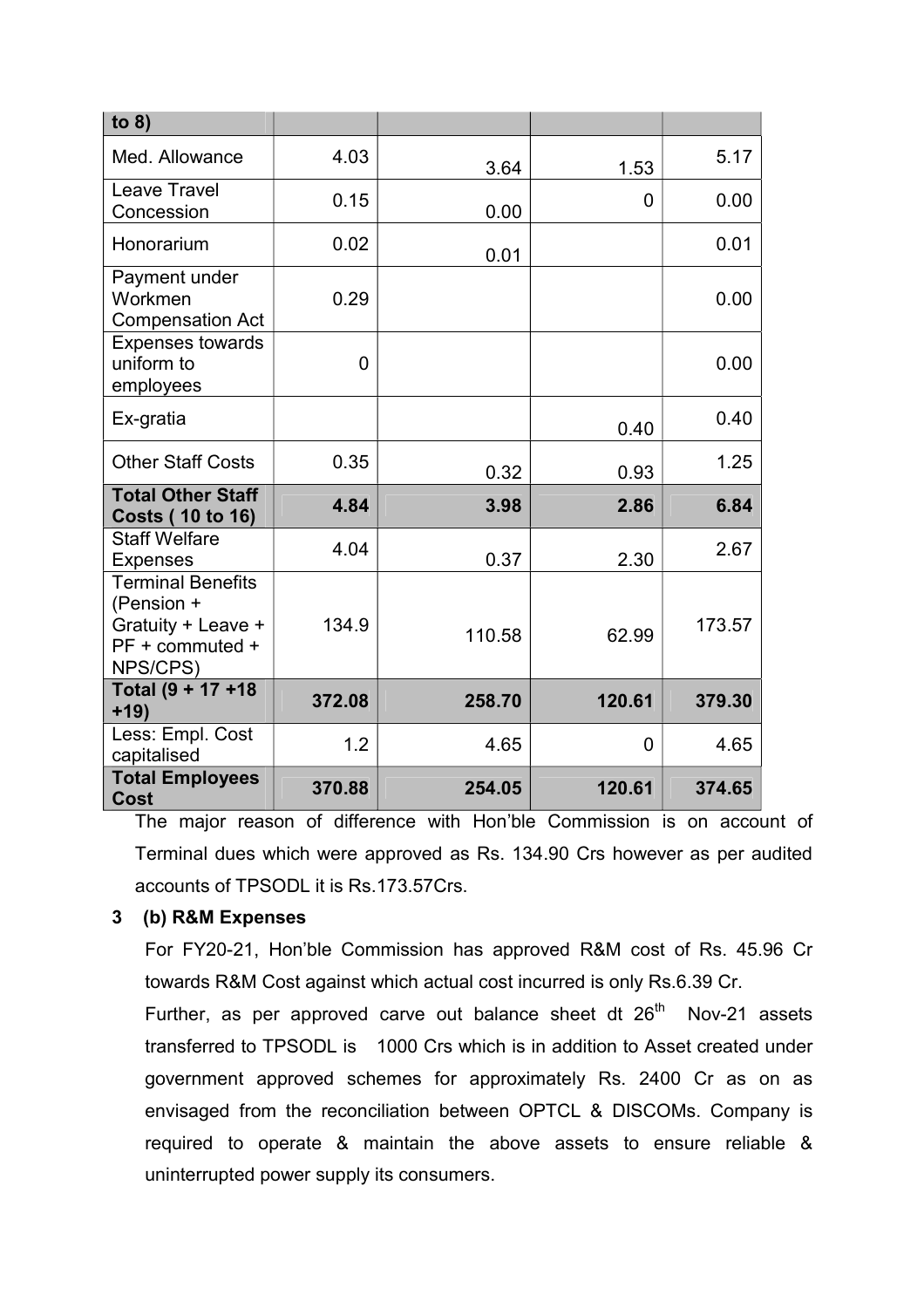| to 8) | | | | |
|---|---|---|---|---|
| Med. Allowance | 4.03 | 3.64 | 1.53 | 5.17 |
| Leave Travel Concession | 0.15 | 0.00 | 0 | 0.00 |
| Honorarium | 0.02 | 0.01 | | 0.01 |
| Payment under Workmen Compensation Act | 0.29 | | | 0.00 |
| Expenses towards uniform to employees | 0 | | | 0.00 |
| Ex-gratia | | | 0.40 | 0.40 |
| Other Staff Costs | 0.35 | 0.32 | 0.93 | 1.25 |
| **Total Other Staff Costs ( 10 to 16)** | **4.84** | **3.98** | **2.86** | **6.84** |
| Staff Welfare Expenses | 4.04 | 0.37 | 2.30 | 2.67 |
| Terminal Benefits (Pension + Gratuity + Leave + PF + commuted + NPS/CPS) | 134.9 | 110.58 | 62.99 | 173.57 |
| **Total (9 + 17 +18 +19)** | **372.08** | **258.70** | **120.61** | **379.30** |
| Less: Empl. Cost capitalised | 1.2 | 4.65 | 0 | 4.65 |
| **Total Employees Cost** | **370.88** | **254.05** | **120.61** | **374.65** |

The major reason of difference with Hon'ble Commission is on account of Terminal dues which were approved as Rs. 134.90 Crs however as per audited accounts of TPSODL it is Rs.173.57Crs.

**3 (b) R&M Expenses**

For FY20-21, Hon'ble Commission has approved R&M cost of Rs. 45.96 Cr towards R&M Cost against which actual cost incurred is only Rs.6.39 Cr.

Further, as per approved carve out balance sheet dt 26th Nov-21 assets transferred to TPSODL is 1000 Crs which is in addition to Asset created under government approved schemes for approximately Rs. 2400 Cr as on as envisaged from the reconciliation between OPTCL & DISCOMs. Company is required to operate & maintain the above assets to ensure reliable & uninterrupted power supply its consumers.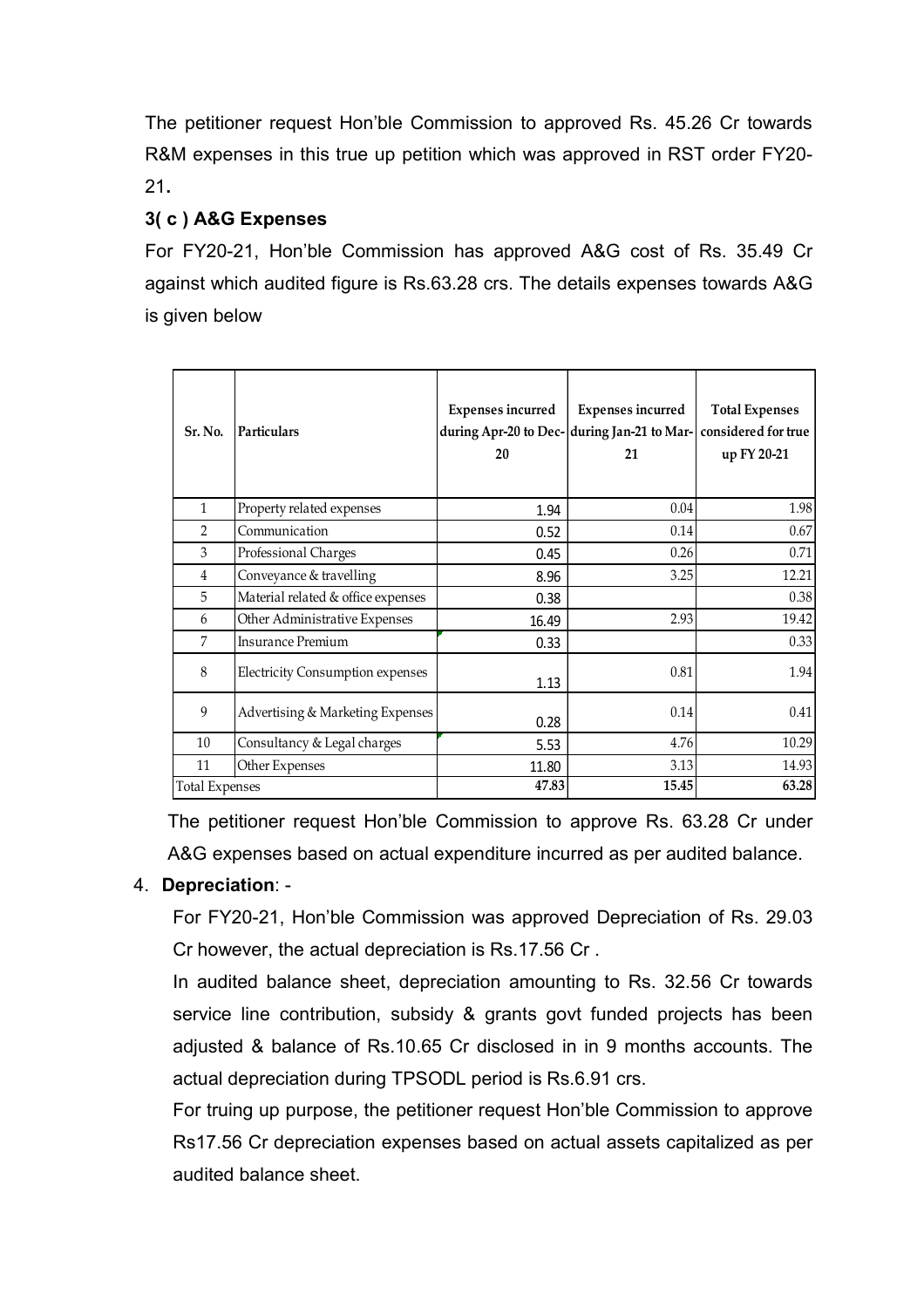The petitioner request Hon'ble Commission to approved Rs. 45.26 Cr towards R&M expenses in this true up petition which was approved in RST order FY20-21.

### 3( c ) A&G Expenses

For FY20-21, Hon'ble Commission has approved A&G cost of Rs. 35.49 Cr against which audited figure is Rs.63.28 crs. The details expenses towards A&G is given below

| Sr. No. | Particulars | Expenses incurred during Apr-20 to Dec-20 | Expenses incurred during Jan-21 to Mar-21 | Total Expenses considered for true up FY 20-21 |
|---|---|---|---|---|
| 1 | Property related expenses | 1.94 | 0.04 | 1.98 |
| 2 | Communication | 0.52 | 0.14 | 0.67 |
| 3 | Professional Charges | 0.45 | 0.26 | 0.71 |
| 4 | Conveyance & travelling | 8.96 | 3.25 | 12.21 |
| 5 | Material related & office expenses | 0.38 | | 0.38 |
| 6 | Other Administrative Expenses | 16.49 | 2.93 | 19.42 |
| 7 | Insurance Premium | 0.33 | | 0.33 |
| 8 | Electricity Consumption expenses | 1.13 | 0.81 | 1.94 |
| 9 | Advertising & Marketing Expenses | 0.28 | 0.14 | 0.41 |
| 10 | Consultancy & Legal charges | 5.53 | 4.76 | 10.29 |
| 11 | Other Expenses | 11.80 | 3.13 | 14.93 |
| Total Expenses | | 47.83 | 15.45 | 63.28 |

The petitioner request Hon'ble Commission to approve Rs. 63.28 Cr under A&G expenses based on actual expenditure incurred as per audited balance.

4. **Depreciation**: -

For FY20-21, Hon'ble Commission was approved Depreciation of Rs. 29.03 Cr however, the actual depreciation is Rs.17.56 Cr .

In audited balance sheet, depreciation amounting to Rs. 32.56 Cr towards service line contribution, subsidy & grants govt funded projects has been adjusted & balance of Rs.10.65 Cr disclosed in in 9 months accounts. The actual depreciation during TPSODL period is Rs.6.91 crs.

For truing up purpose, the petitioner request Hon'ble Commission to approve Rs17.56 Cr depreciation expenses based on actual assets capitalized as per audited balance sheet.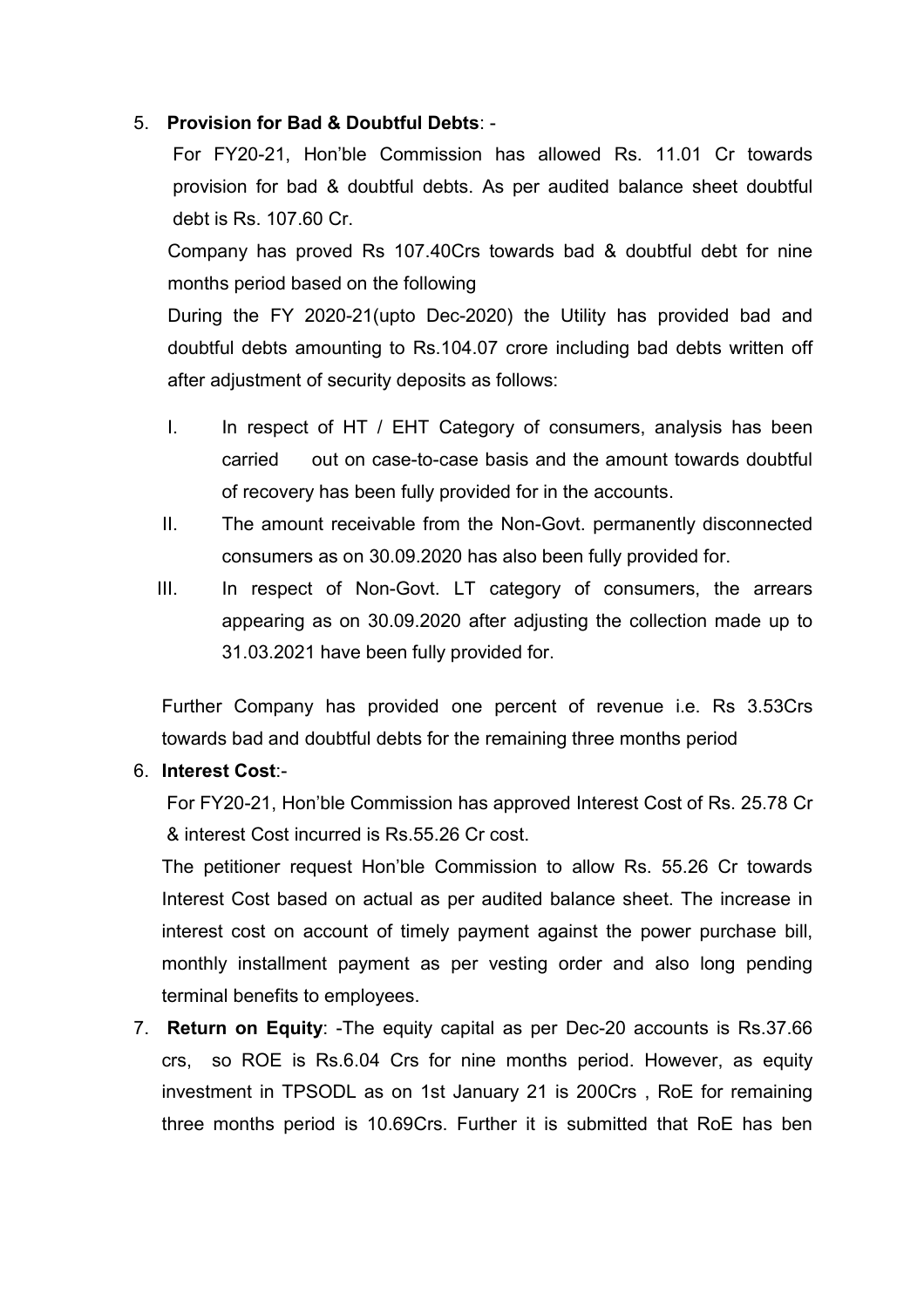5. **Provision for Bad & Doubtful Debts**: -

   For FY20-21, Hon'ble Commission has allowed Rs. 11.01 Cr towards provision for bad & doubtful debts. As per audited balance sheet doubtful debt is Rs. 107.60 Cr.

   Company has proved Rs 107.40Crs towards bad & doubtful debt for nine months period based on the following

   During the FY 2020-21(upto Dec-2020) the Utility has provided bad and doubtful debts amounting to Rs.104.07 crore including bad debts written off after adjustment of security deposits as follows:

   I. In respect of HT / EHT Category of consumers, analysis has been carried out on case-to-case basis and the amount towards doubtful of recovery has been fully provided for in the accounts.

   II. The amount receivable from the Non-Govt. permanently disconnected consumers as on 30.09.2020 has also been fully provided for.

   III. In respect of Non-Govt. LT category of consumers, the arrears appearing as on 30.09.2020 after adjusting the collection made up to 31.03.2021 have been fully provided for.

   Further Company has provided one percent of revenue i.e. Rs 3.53Crs towards bad and doubtful debts for the remaining three months period

6. **Interest Cost**:-

   For FY20-21, Hon'ble Commission has approved Interest Cost of Rs. 25.78 Cr & interest Cost incurred is Rs.55.26 Cr cost.

   The petitioner request Hon'ble Commission to allow Rs. 55.26 Cr towards Interest Cost based on actual as per audited balance sheet. The increase in interest cost on account of timely payment against the power purchase bill, monthly installment payment as per vesting order and also long pending terminal benefits to employees.

7. **Return on Equity**: -The equity capital as per Dec-20 accounts is Rs.37.66 crs, so ROE is Rs.6.04 Crs for nine months period. However, as equity investment in TPSODL as on 1st January 21 is 200Crs , RoE for remaining three months period is 10.69Crs. Further it is submitted that RoE has ben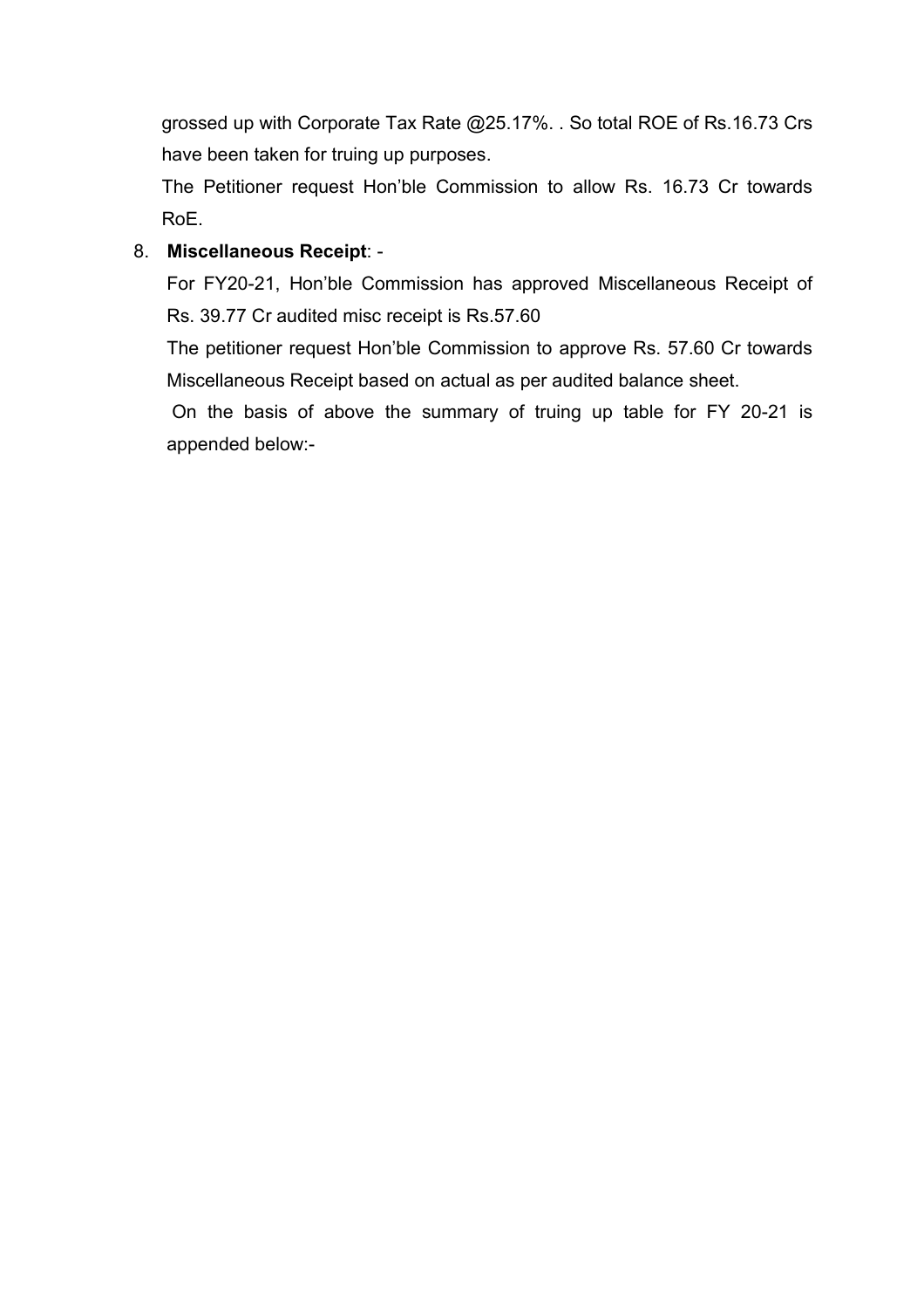grossed up with Corporate Tax Rate @25.17%. . So total ROE of Rs.16.73 Crs have been taken for truing up purposes.

The Petitioner request Hon'ble Commission to allow Rs. 16.73 Cr towards RoE.

8. **Miscellaneous Receipt**: -

   For FY20-21, Hon'ble Commission has approved Miscellaneous Receipt of Rs. 39.77 Cr audited misc receipt is Rs.57.60

   The petitioner request Hon'ble Commission to approve Rs. 57.60 Cr towards Miscellaneous Receipt based on actual as per audited balance sheet.

   On the basis of above the summary of truing up table for FY 20-21 is appended below:-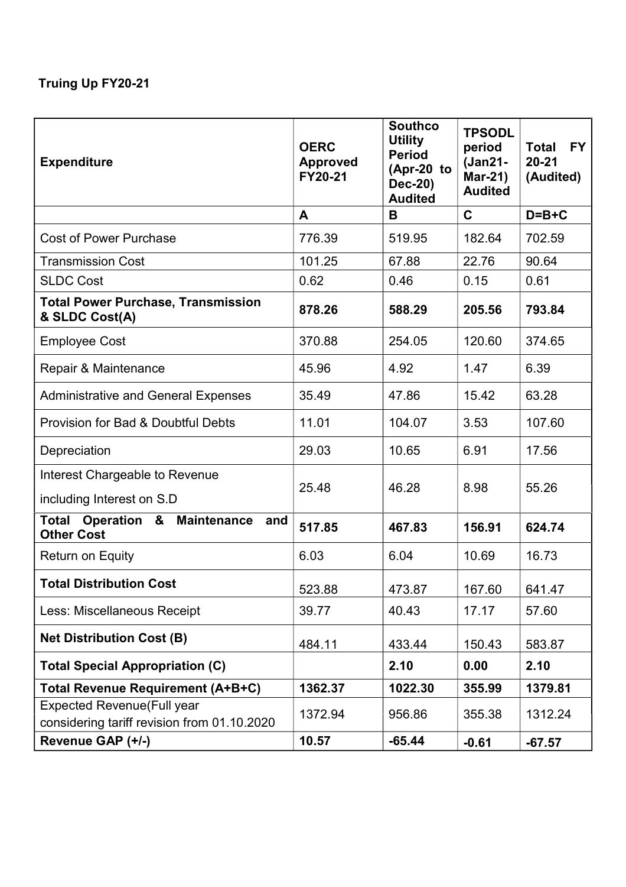**Truing Up FY20-21**

| Expenditure | OERC Approved FY20-21 | Southco Utility Period (Apr-20 to Dec-20) Audited | TPSODL period (Jan21-Mar-21) Audited | Total FY 20-21 (Audited) |
|---|---|---|---|---|
| | A | B | C | D=B+C |
| Cost of Power Purchase | 776.39 | 519.95 | 182.64 | 702.59 |
| Transmission Cost | 101.25 | 67.88 | 22.76 | 90.64 |
| SLDC Cost | 0.62 | 0.46 | 0.15 | 0.61 |
| **Total Power Purchase, Transmission & SLDC Cost(A)** | **878.26** | **588.29** | **205.56** | **793.84** |
| Employee Cost | 370.88 | 254.05 | 120.60 | 374.65 |
| Repair & Maintenance | 45.96 | 4.92 | 1.47 | 6.39 |
| Administrative and General Expenses | 35.49 | 47.86 | 15.42 | 63.28 |
| Provision for Bad & Doubtful Debts | 11.01 | 104.07 | 3.53 | 107.60 |
| Depreciation | 29.03 | 10.65 | 6.91 | 17.56 |
| Interest Chargeable to Revenue including Interest on S.D | 25.48 | 46.28 | 8.98 | 55.26 |
| **Total Operation & Maintenance and Other Cost** | **517.85** | **467.83** | **156.91** | **624.74** |
| Return on Equity | 6.03 | 6.04 | 10.69 | 16.73 |
| **Total Distribution Cost** | 523.88 | 473.87 | 167.60 | 641.47 |
| Less: Miscellaneous Receipt | 39.77 | 40.43 | 17.17 | 57.60 |
| **Net Distribution Cost (B)** | 484.11 | 433.44 | 150.43 | 583.87 |
| **Total Special Appropriation (C)** | | **2.10** | **0.00** | **2.10** |
| **Total Revenue Requirement (A+B+C)** | **1362.37** | **1022.30** | **355.99** | **1379.81** |
| Expected Revenue(Full year considering tariff revision from 01.10.2020 | 1372.94 | 956.86 | 355.38 | 1312.24 |
| **Revenue GAP (+/-)** | **10.57** | **-65.44** | **-0.61** | **-67.57** |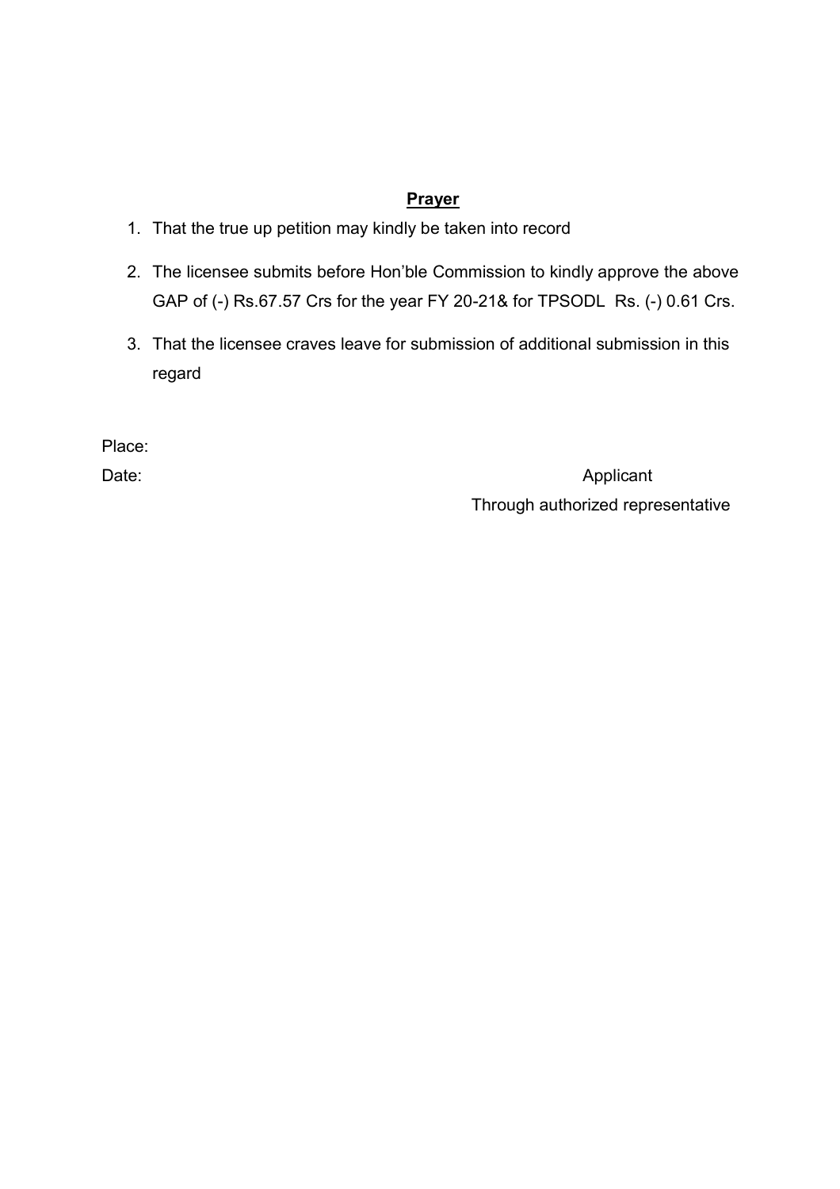## **Prayer**

1. That the true up petition may kindly be taken into record
2. The licensee submits before Hon'ble Commission to kindly approve the above GAP of (-) Rs.67.57 Crs for the year FY 20-21& for TPSODL Rs. (-) 0.61 Crs.
3. That the licensee craves leave for submission of additional submission in this regard

Place:

Date:

Applicant

Through authorized representative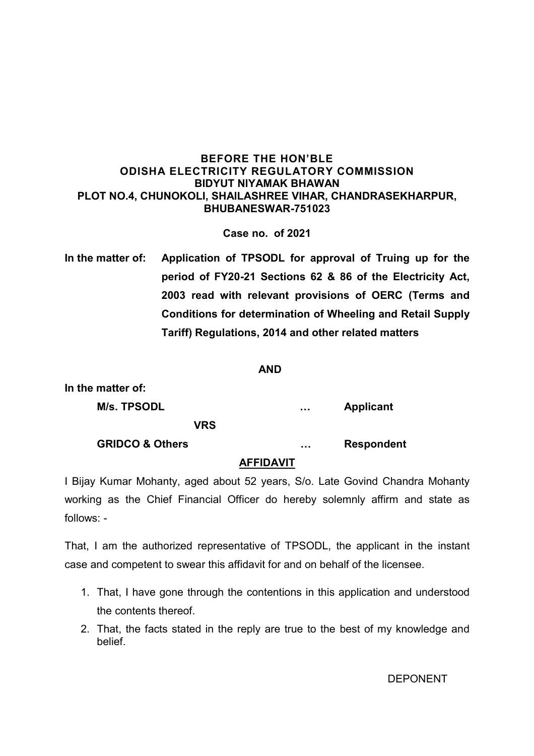**BEFORE THE HON'BLE**
**ODISHA ELECTRICITY REGULATORY COMMISSION**
**BIDYUT NIYAMAK BHAWAN**
**PLOT NO.4, CHUNOKOLI, SHAILASHREE VIHAR, CHANDRASEKHARPUR,**
**BHUBANESWAR-751023**

**Case no. of 2021**

**In the matter of:** **Application of TPSODL for approval of Truing up for the period of FY20-21 Sections 62 & 86 of the Electricity Act, 2003 read with relevant provisions of OERC (Terms and Conditions for determination of Wheeling and Retail Supply Tariff) Regulations, 2014 and other related matters**

**AND**

**In the matter of:**

**M/s. TPSODL** … **Applicant**

**VRS**

**GRIDCO & Others** … **Respondent**

**AFFIDAVIT**

I Bijay Kumar Mohanty, aged about 52 years, S/o. Late Govind Chandra Mohanty working as the Chief Financial Officer do hereby solemnly affirm and state as follows: -

That, I am the authorized representative of TPSODL, the applicant in the instant case and competent to swear this affidavit for and on behalf of the licensee.

1. That, I have gone through the contentions in this application and understood the contents thereof.
2. That, the facts stated in the reply are true to the best of my knowledge and belief.

DEPONENT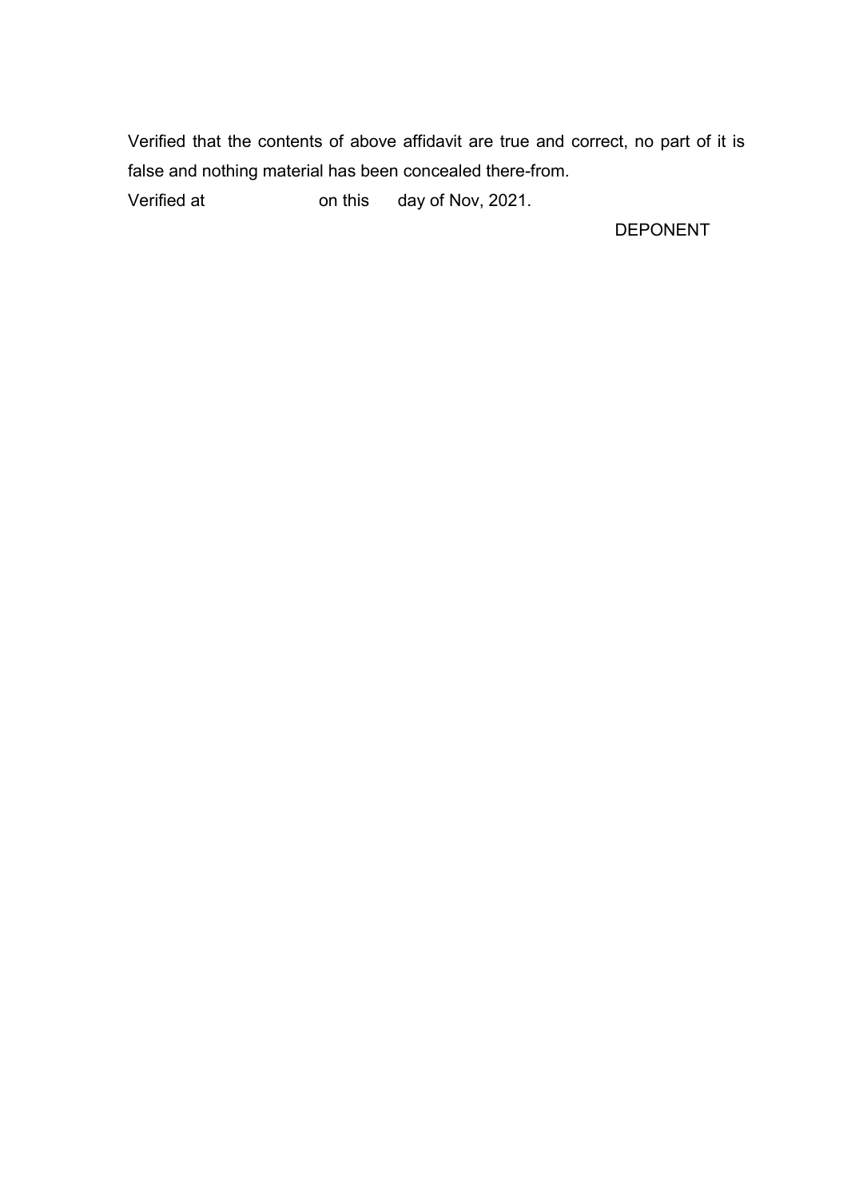Verified that the contents of above affidavit are true and correct, no part of it is false and nothing material has been concealed there-from.

Verified at                    on this      day of Nov, 2021.

DEPONENT